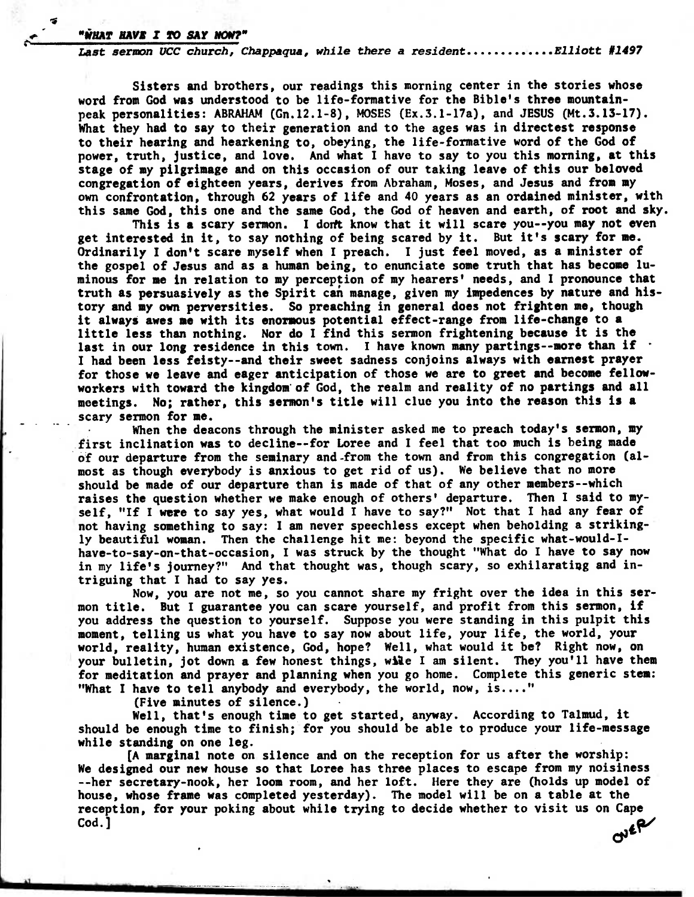*"WHAT HAVE I TO SAY NOW?"*

*Last sermon UCC church, Chappaqua, while there a resident............Elliott #1497*

Sisters and brothers, our readings this morning center in the stories whose word from God was understood to be life-formative for the Bible's three mountain-peak personalities: ABRAHAM (Gn.12.1-8), MOSES (Ex.3.1-17a), and JESUS (Mt.3.13-17). What they had to say to their generation and to the ages was in directest response to their hearing and hearkening to, obeying, the life-formative word of the God of power, truth, justice, and love. And what I have to say to you this morning, at this stage of my pilgrimage and on this occasion of our taking leave of this our beloved congregation of eighteen years, derives from Abraham, Moses, and Jesus and from my own confrontation, through 62 years of life and 40 years as an ordained minister, with this same God, this one and the same God, the God of heaven and earth, of root and sky.

This is a scary sermon. I don't know that it will scare you--you may not even get interested in it, to say nothing of being scared by it. But it's scary for me. Ordinarily I don't scare myself when I preach. I just feel moved, as a minister of the gospel of Jesus and as a human being, to enunciate some truth that has become luminous for me in relation to my perception of my hearers' needs, and I pronounce that truth as persuasively as the Spirit can manage, given my impedences by nature and history and my own perversities. So preaching in general does not frighten me, though it always awes me with its enormous potential effect-range from life-change to a little less than nothing. Nor do I find this sermon frightening because it is the last in our long residence in this town. I have known many partings--more than if I had been less feisty--and their sweet sadness conjoins always with earnest prayer for those we leave and eager anticipation of those we are to greet and become fellow-workers with toward the kingdom of God, the realm and reality of no partings and all meetings. No; rather, this sermon's title will clue you into the reason this is a scary sermon for me.

When the deacons through the minister asked me to preach today's sermon, my first inclination was to decline--for Loree and I feel that too much is being made of our departure from the seminary and from the town and from this congregation (almost as though everybody is anxious to get rid of us). We believe that no more should be made of our departure than is made of that of any other members--which raises the question whether we make enough of others' departure. Then I said to myself, "If I were to say yes, what would I have to say?" Not that I had any fear of not having something to say: I am never speechless except when beholding a strikingly beautiful woman. Then the challenge hit me: beyond the specific what-would-I-have-to-say-on-that-occasion, I was struck by the thought "What do I have to say now in my life's journey?" And that thought was, though scary, so exhilarating and intriguing that I had to say yes.

Now, you are not me, so you cannot share my fright over the idea in this sermon title. But I guarantee you can scare yourself, and profit from this sermon, if you address the question to yourself. Suppose you were standing in this pulpit this moment, telling us what you have to say now about life, your life, the world, your world, reality, human existence, God, hope? Well, what would it be? Right now, on your bulletin, jot down a few honest things, while I am silent. They you'll have them for meditation and prayer and planning when you go home. Complete this generic stem: "What I have to tell anybody and everybody, the world, now, is...."

(Five minutes of silence.)

Well, that's enough time to get started, anyway. According to Talmud, it should be enough time to finish; for you should be able to produce your life-message while standing on one leg.

[A marginal note on silence and on the reception for us after the worship: We designed our new house so that Loree has three places to escape from my noisiness --her secretary-nook, her loom room, and her loft. Here they are (holds up model of house, whose frame was completed yesterday). The model will be on a table at the reception, for your poking about while trying to decide whether to visit us on Cape Cod.]

OVER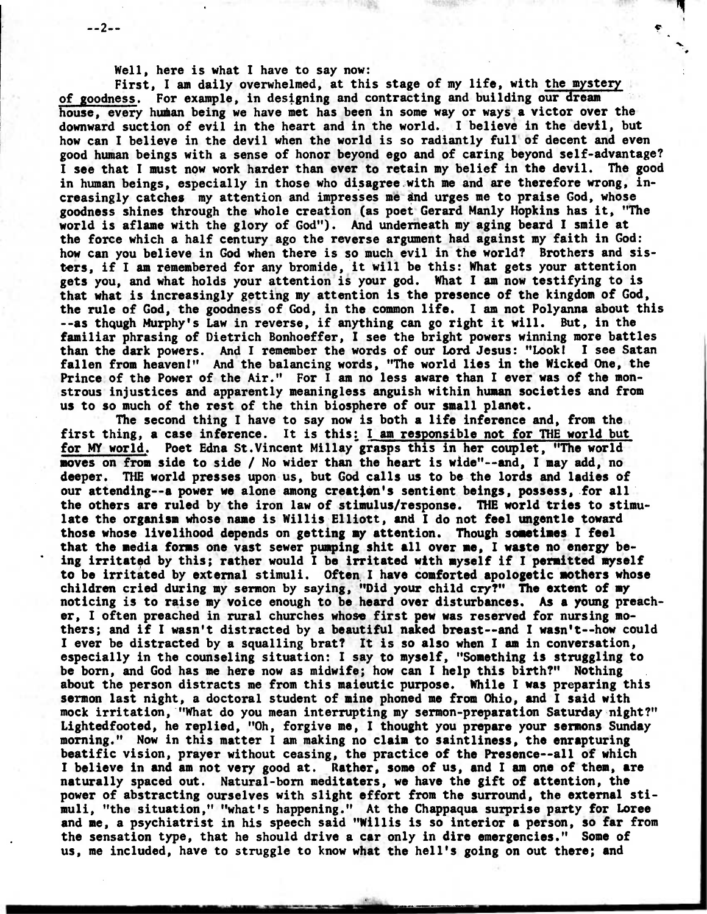Well, here is what I have to say now:

First, I am daily overwhelmed, at this stage of my life, with the mystery of goodness. For example, in designing and contracting and building our dream house, every human being we have met has been in some way or ways a victor over the downward suction of evil in the heart and in the world. I believe in the devil, but how can I believe in the devil when the world is so radiantly full of decent and even good human beings with a sense of honor beyond ego and of caring beyond self-advantage? I see that I must now work harder than ever to retain my belief in the devil. The good in human beings, especially in those who disagree with me and are therefore wrong, increasingly catches my attention and impresses me and urges me to praise God, whose goodness shines through the whole creation (as poet Gerard Manly Hopkins has it, "The world is aflame with the glory of God"). And underneath my aging beard I smile at the force which a half century ago the reverse argument had against my faith in God: how can you believe in God when there is so much evil in the world? Brothers and sisters, if I am remembered for any bromide, it will be this: What gets your attention gets you, and what holds your attention is your god. What I am now testifying to is that what is increasingly getting my attention is the presence of the kingdom of God, the rule of God, the goodness of God, in the common life. I am not Polyanna about this --as though Murphy's Law in reverse, if anything can go right it will. But, in the familiar phrasing of Dietrich Bonhoeffer, I see the bright powers winning more battles than the dark powers. And I remember the words of our Lord Jesus: "Look! I see Satan fallen from heaven!" And the balancing words, "The world lies in the Wicked One, the Prince of the Power of the Air." For I am no less aware than I ever was of the monstrous injustices and apparently meaningless anguish within human societies and from us to so much of the rest of the thin biosphere of our small planet.

The second thing I have to say now is both a life inference and, from the first thing, a case inference. It is this: I am responsible not for THE world but for MY world. Poet Edna St.Vincent Millay grasps this in her couplet, "The world moves on from side to side / No wider than the heart is wide"--and, I may add, no deeper. THE world presses upon us, but God calls us to be the lords and ladies of our attending--a power we alone among creation's sentient beings, possess, for all the others are ruled by the iron law of stimulus/response. THE world tries to stimulate the organism whose name is Willis Elliott, and I do not feel ungentle toward those whose livelihood depends on getting my attention. Though sometimes I feel that the media forms one vast sewer pumping shit all over me, I waste no energy being irritated by this; rather would I be irritated with myself if I permitted myself to be irritated by external stimuli. Often I have comforted apologetic mothers whose children cried during my sermon by saying, "Did your child cry?" The extent of my noticing is to raise my voice enough to be heard over disturbances. As a young preacher, I often preached in rural churches whose first pew was reserved for nursing mothers; and if I wasn't distracted by a beautiful naked breast--and I wasn't--how could I ever be distracted by a squalling brat? It is so also when I am in conversation, especially in the counseling situation: I say to myself, "Something is struggling to be born, and God has me here now as midwife; how can I help this birth?" Nothing about the person distracts me from this maieutic purpose. While I was preparing this sermon last night, a doctoral student of mine phoned me from Ohio, and I said with mock irritation, "What do you mean interrupting my sermon-preparation Saturday night?" Lightedfooted, he replied, "Oh, forgive me, I thought you prepare your sermons Sunday morning." Now in this matter I am making no claim to saintliness, the enrapturing beatific vision, prayer without ceasing, the practice of the Presence--all of which I believe in and am not very good at. Rather, some of us, and I am one of them, are naturally spaced out. Natural-born meditaters, we have the gift of attention, the power of abstracting ourselves with slight effort from the surround, the external stimuli, "the situation," "what's happening." At the Chappaqua surprise party for Loree and me, a psychiatrist in his speech said "Willis is so interior a person, so far from the sensation type, that he should drive a car only in dire emergencies." Some of us, me included, have to struggle to know what the hell's going on out there; and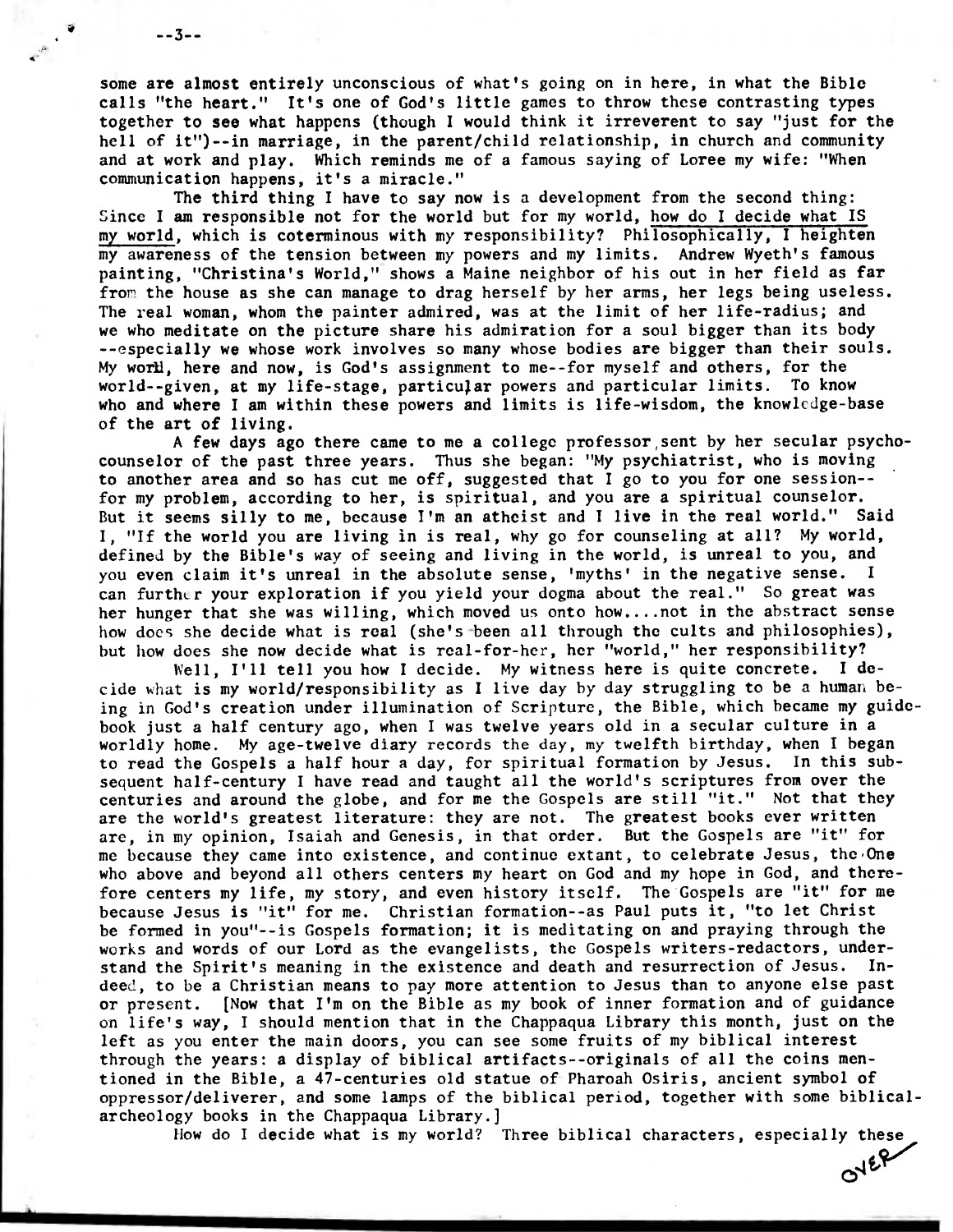some are almost entirely unconscious of what's going on in here, in what the Bible calls "the heart." It's one of God's little games to throw these contrasting types together to see what happens (though I would think it irreverent to say "just for the hell of it")--in marriage, in the parent/child relationship, in church and community and at work and play. Which reminds me of a famous saying of Loree my wife: "When communication happens, it's a miracle."

The third thing I have to say now is a development from the second thing: Since I am responsible not for the world but for my world, how do I decide what IS my world, which is coterminous with my responsibility? Philosophically, I heighten my awareness of the tension between my powers and my limits. Andrew Wyeth's famous painting, "Christina's World," shows a Maine neighbor of his out in her field as far from the house as she can manage to drag herself by her arms, her legs being useless. The real woman, whom the painter admired, was at the limit of her life-radius; and we who meditate on the picture share his admiration for a soul bigger than its body --especially we whose work involves so many whose bodies are bigger than their souls. My world, here and now, is God's assignment to me--for myself and others, for the world--given, at my life-stage, particular powers and particular limits. To know who and where I am within these powers and limits is life-wisdom, the knowledge-base of the art of living.

A few days ago there came to me a college professor sent by her secular psycho-counselor of the past three years. Thus she began: "My psychiatrist, who is moving to another area and so has cut me off, suggested that I go to you for one session--for my problem, according to her, is spiritual, and you are a spiritual counselor. But it seems silly to me, because I'm an atheist and I live in the real world." Said I, "If the world you are living in is real, why go for counseling at all? My world, defined by the Bible's way of seeing and living in the world, is unreal to you, and you even claim it's unreal in the absolute sense, 'myths' in the negative sense. I can further your exploration if you yield your dogma about the real." So great was her hunger that she was willing, which moved us onto how....not in the abstract sense how does she decide what is real (she's been all through the cults and philosophies), but how does she now decide what is real-for-her, her "world," her responsibility?

Well, I'll tell you how I decide. My witness here is quite concrete. I decide what is my world/responsibility as I live day by day struggling to be a human being in God's creation under illumination of Scripture, the Bible, which became my guidebook just a half century ago, when I was twelve years old in a secular culture in a worldly home. My age-twelve diary records the day, my twelfth birthday, when I began to read the Gospels a half hour a day, for spiritual formation by Jesus. In this subsequent half-century I have read and taught all the world's scriptures from over the centuries and around the globe, and for me the Gospels are still "it." Not that they are the world's greatest literature: they are not. The greatest books ever written are, in my opinion, Isaiah and Genesis, in that order. But the Gospels are "it" for me because they came into existence, and continue extant, to celebrate Jesus, the One who above and beyond all others centers my heart on God and my hope in God, and therefore centers my life, my story, and even history itself. The Gospels are "it" for me because Jesus is "it" for me. Christian formation--as Paul puts it, "to let Christ be formed in you"--is Gospels formation; it is meditating on and praying through the works and words of our Lord as the evangelists, the Gospels writers-redactors, understand the Spirit's meaning in the existence and death and resurrection of Jesus. Indeed, to be a Christian means to pay more attention to Jesus than to anyone else past or present. [Now that I'm on the Bible as my book of inner formation and of guidance on life's way, I should mention that in the Chappaqua Library this month, just on the left as you enter the main doors, you can see some fruits of my biblical interest through the years: a display of biblical artifacts--originals of all the coins mentioned in the Bible, a 47-centuries old statue of Pharoah Osiris, ancient symbol of oppressor/deliverer, and some lamps of the biblical period, together with some biblical-archeology books in the Chappaqua Library.]

How do I decide what is my world? Three biblical characters, especially these

OVER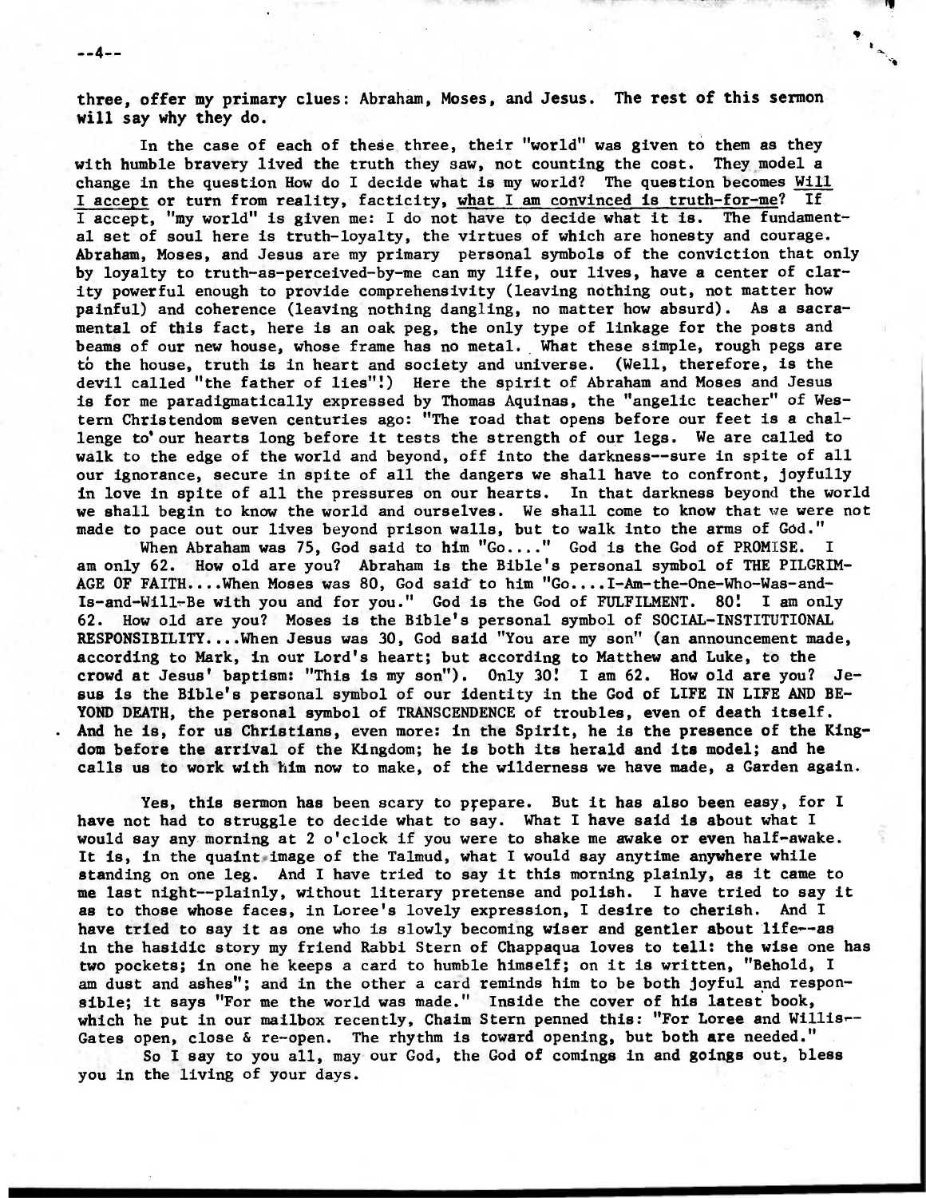three, offer my primary clues: Abraham, Moses, and Jesus. The rest of this sermon will say why they do.

In the case of each of these three, their "world" was given to them as they with humble bravery lived the truth they saw, not counting the cost. They model a change in the question How do I decide what is my world? The question becomes Will I accept or turn from reality, facticity, what I am convinced is truth-for-me? If I accept, "my world" is given me: I do not have to decide what it is. The fundamental set of soul here is truth-loyalty, the virtues of which are honesty and courage. Abraham, Moses, and Jesus are my primary personal symbols of the conviction that only by loyalty to truth-as-perceived-by-me can my life, our lives, have a center of clarity powerful enough to provide comprehensivity (leaving nothing out, not matter how painful) and coherence (leaving nothing dangling, no matter how absurd). As a sacramental of this fact, here is an oak peg, the only type of linkage for the posts and beams of our new house, whose frame has no metal. What these simple, rough pegs are to the house, truth is in heart and society and universe. (Well, therefore, is the devil called "the father of lies"!) Here the spirit of Abraham and Moses and Jesus is for me paradigmatically expressed by Thomas Aquinas, the "angelic teacher" of Western Christendom seven centuries ago: "The road that opens before our feet is a challenge to our hearts long before it tests the strength of our legs. We are called to walk to the edge of the world and beyond, off into the darkness--sure in spite of all our ignorance, secure in spite of all the dangers we shall have to confront, joyfully in love in spite of all the pressures on our hearts. In that darkness beyond the world we shall begin to know the world and ourselves. We shall come to know that we were not made to pace out our lives beyond prison walls, but to walk into the arms of God."

When Abraham was 75, God said to him "Go...." God is the God of PROMISE. I am only 62. How old are you? Abraham is the Bible's personal symbol of THE PILGRIMAGE OF FAITH....When Moses was 80, God said to him "Go....I-Am-the-One-Who-Was-and-Is-and-Will-Be with you and for you." God is the God of FULFILMENT. 80! I am only 62. How old are you? Moses is the Bible's personal symbol of SOCIAL-INSTITUTIONAL RESPONSIBILITY....When Jesus was 30, God said "You are my son" (an announcement made, according to Mark, in our Lord's heart; but according to Matthew and Luke, to the crowd at Jesus' baptism: "This is my son"). Only 30! I am 62. How old are you? Jesus is the Bible's personal symbol of our identity in the God of LIFE IN LIFE AND BEYOND DEATH, the personal symbol of TRANSCENDENCE of troubles, even of death itself. And he is, for us Christians, even more: in the Spirit, he is the presence of the Kingdom before the arrival of the Kingdom; he is both its herald and its model; and he calls us to work with him now to make, of the wilderness we have made, a Garden again.

Yes, this sermon has been scary to prepare. But it has also been easy, for I have not had to struggle to decide what to say. What I have said is about what I would say any morning at 2 o'clock if you were to shake me awake or even half-awake. It is, in the quaint image of the Talmud, what I would say anytime anywhere while standing on one leg. And I have tried to say it this morning plainly, as it came to me last night--plainly, without literary pretense and polish. I have tried to say it as to those whose faces, in Loree's lovely expression, I desire to cherish. And I have tried to say it as one who is slowly becoming wiser and gentler about life--as in the hasidic story my friend Rabbi Stern of Chappaqua loves to tell: the wise one has two pockets; in one he keeps a card to humble himself; on it is written, "Behold, I am dust and ashes"; and in the other a card reminds him to be both joyful and responsible; it says "For me the world was made." Inside the cover of his latest book, which he put in our mailbox recently, Chaim Stern penned this: "For Loree and Willis--Gates open, close & re-open. The rhythm is toward opening, but both are needed."

So I say to you all, may our God, the God of comings in and goings out, bless you in the living of your days.